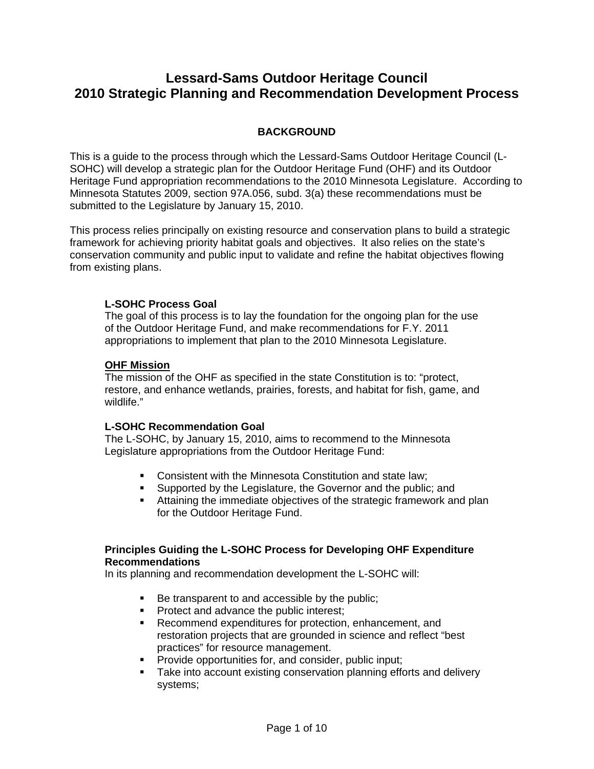# Lessard-Sams Outdoor Heritage Council
# 2010 Strategic Planning and Recommendation Development Process

## BACKGROUND

This is a guide to the process through which the Lessard-Sams Outdoor Heritage Council (L-SOHC) will develop a strategic plan for the Outdoor Heritage Fund (OHF) and its Outdoor Heritage Fund appropriation recommendations to the 2010 Minnesota Legislature. According to Minnesota Statutes 2009, section 97A.056, subd. 3(a) these recommendations must be submitted to the Legislature by January 15, 2010.

This process relies principally on existing resource and conservation plans to build a strategic framework for achieving priority habitat goals and objectives. It also relies on the state's conservation community and public input to validate and refine the habitat objectives flowing from existing plans.

**L-SOHC Process Goal**
The goal of this process is to lay the foundation for the ongoing plan for the use of the Outdoor Heritage Fund, and make recommendations for F.Y. 2011 appropriations to implement that plan to the 2010 Minnesota Legislature.

**OHF Mission**
The mission of the OHF as specified in the state Constitution is to: "protect, restore, and enhance wetlands, prairies, forests, and habitat for fish, game, and wildlife."

**L-SOHC Recommendation Goal**
The L-SOHC, by January 15, 2010, aims to recommend to the Minnesota Legislature appropriations from the Outdoor Heritage Fund:

- Consistent with the Minnesota Constitution and state law;
- Supported by the Legislature, the Governor and the public; and
- Attaining the immediate objectives of the strategic framework and plan for the Outdoor Heritage Fund.

**Principles Guiding the L-SOHC Process for Developing OHF Expenditure Recommendations**
In its planning and recommendation development the L-SOHC will:

- Be transparent to and accessible by the public;
- Protect and advance the public interest;
- Recommend expenditures for protection, enhancement, and restoration projects that are grounded in science and reflect "best practices" for resource management.
- Provide opportunities for, and consider, public input;
- Take into account existing conservation planning efforts and delivery systems;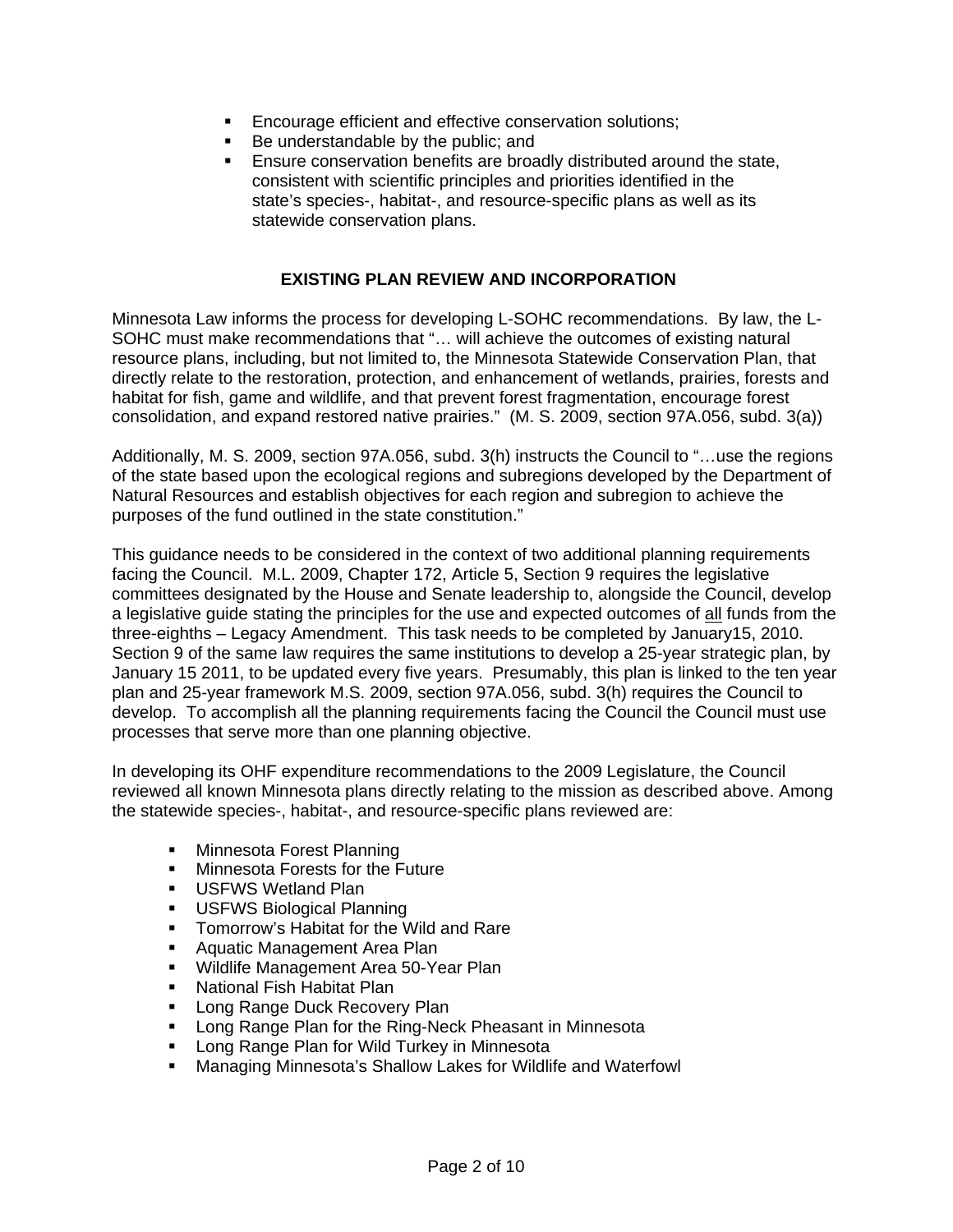- Encourage efficient and effective conservation solutions;
- Be understandable by the public; and
- Ensure conservation benefits are broadly distributed around the state, consistent with scientific principles and priorities identified in the state's species-, habitat-, and resource-specific plans as well as its statewide conservation plans.

## EXISTING PLAN REVIEW AND INCORPORATION

Minnesota Law informs the process for developing L-SOHC recommendations. By law, the L-SOHC must make recommendations that "… will achieve the outcomes of existing natural resource plans, including, but not limited to, the Minnesota Statewide Conservation Plan, that directly relate to the restoration, protection, and enhancement of wetlands, prairies, forests and habitat for fish, game and wildlife, and that prevent forest fragmentation, encourage forest consolidation, and expand restored native prairies." (M. S. 2009, section 97A.056, subd. 3(a))

Additionally, M. S. 2009, section 97A.056, subd. 3(h) instructs the Council to "…use the regions of the state based upon the ecological regions and subregions developed by the Department of Natural Resources and establish objectives for each region and subregion to achieve the purposes of the fund outlined in the state constitution."

This guidance needs to be considered in the context of two additional planning requirements facing the Council. M.L. 2009, Chapter 172, Article 5, Section 9 requires the legislative committees designated by the House and Senate leadership to, alongside the Council, develop a legislative guide stating the principles for the use and expected outcomes of <u>all</u> funds from the three-eighths – Legacy Amendment. This task needs to be completed by January15, 2010. Section 9 of the same law requires the same institutions to develop a 25-year strategic plan, by January 15 2011, to be updated every five years. Presumably, this plan is linked to the ten year plan and 25-year framework M.S. 2009, section 97A.056, subd. 3(h) requires the Council to develop. To accomplish all the planning requirements facing the Council the Council must use processes that serve more than one planning objective.

In developing its OHF expenditure recommendations to the 2009 Legislature, the Council reviewed all known Minnesota plans directly relating to the mission as described above. Among the statewide species-, habitat-, and resource-specific plans reviewed are:

- Minnesota Forest Planning
- Minnesota Forests for the Future
- USFWS Wetland Plan
- USFWS Biological Planning
- Tomorrow's Habitat for the Wild and Rare
- Aquatic Management Area Plan
- Wildlife Management Area 50-Year Plan
- National Fish Habitat Plan
- Long Range Duck Recovery Plan
- Long Range Plan for the Ring-Neck Pheasant in Minnesota
- Long Range Plan for Wild Turkey in Minnesota
- Managing Minnesota's Shallow Lakes for Wildlife and Waterfowl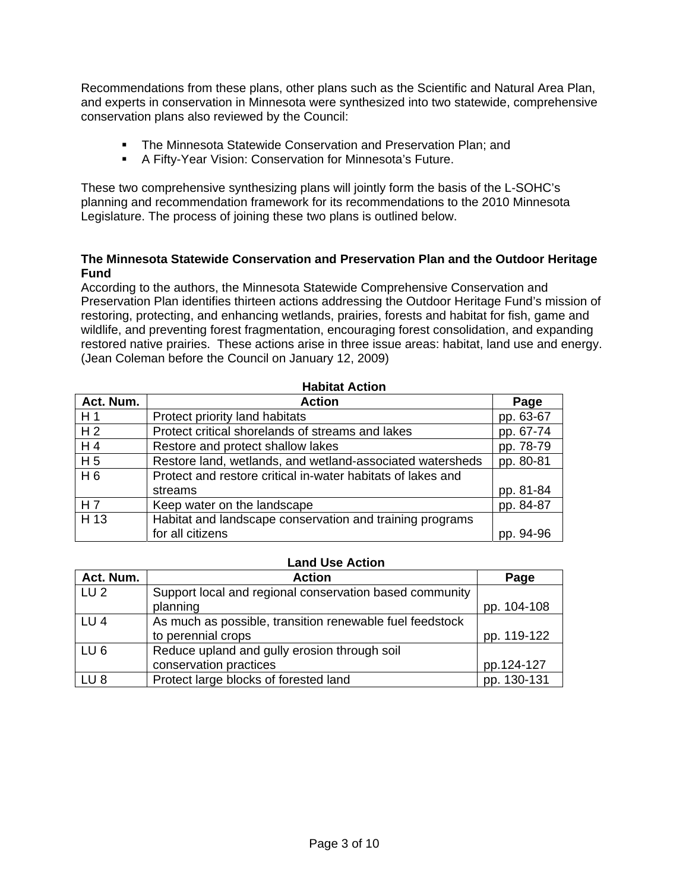Recommendations from these plans, other plans such as the Scientific and Natural Area Plan, and experts in conservation in Minnesota were synthesized into two statewide, comprehensive conservation plans also reviewed by the Council:

- The Minnesota Statewide Conservation and Preservation Plan; and
- A Fifty-Year Vision: Conservation for Minnesota's Future.

These two comprehensive synthesizing plans will jointly form the basis of the L-SOHC's planning and recommendation framework for its recommendations to the 2010 Minnesota Legislature. The process of joining these two plans is outlined below.

**The Minnesota Statewide Conservation and Preservation Plan and the Outdoor Heritage Fund**

According to the authors, the Minnesota Statewide Comprehensive Conservation and Preservation Plan identifies thirteen actions addressing the Outdoor Heritage Fund's mission of restoring, protecting, and enhancing wetlands, prairies, forests and habitat for fish, game and wildlife, and preventing forest fragmentation, encouraging forest consolidation, and expanding restored native prairies. These actions arise in three issue areas: habitat, land use and energy. (Jean Coleman before the Council on January 12, 2009)

**Habitat Action**

| Act. Num. | Action | Page |
|---|---|---|
| H 1 | Protect priority land habitats | pp. 63-67 |
| H 2 | Protect critical shorelands of streams and lakes | pp. 67-74 |
| H 4 | Restore and protect shallow lakes | pp. 78-79 |
| H 5 | Restore land, wetlands, and wetland-associated watersheds | pp. 80-81 |
| H 6 | Protect and restore critical in-water habitats of lakes and streams | pp. 81-84 |
| H 7 | Keep water on the landscape | pp. 84-87 |
| H 13 | Habitat and landscape conservation and training programs for all citizens | pp. 94-96 |

**Land Use Action**

| Act. Num. | Action | Page |
|---|---|---|
| LU 2 | Support local and regional conservation based community planning | pp. 104-108 |
| LU 4 | As much as possible, transition renewable fuel feedstock to perennial crops | pp. 119-122 |
| LU 6 | Reduce upland and gully erosion through soil conservation practices | pp.124-127 |
| LU 8 | Protect large blocks of forested land | pp. 130-131 |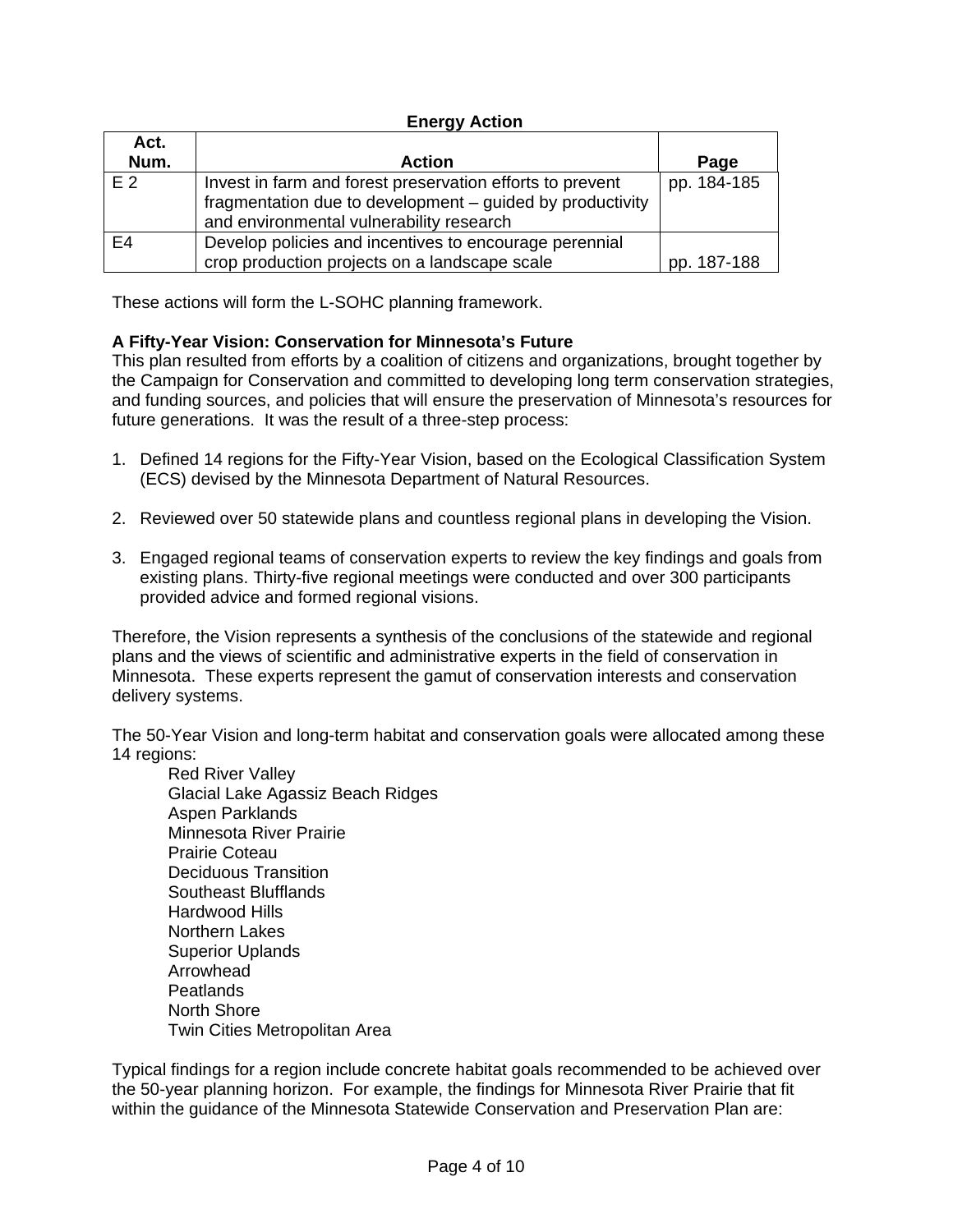**Energy Action**

| Act. Num. | Action | Page |
|---|---|---|
| E 2 | Invest in farm and forest preservation efforts to prevent fragmentation due to development – guided by productivity and environmental vulnerability research | pp. 184-185 |
| E4 | Develop policies and incentives to encourage perennial crop production projects on a landscape scale | pp. 187-188 |

These actions will form the L-SOHC planning framework.

**A Fifty-Year Vision: Conservation for Minnesota's Future**

This plan resulted from efforts by a coalition of citizens and organizations, brought together by the Campaign for Conservation and committed to developing long term conservation strategies, and funding sources, and policies that will ensure the preservation of Minnesota's resources for future generations. It was the result of a three-step process:

1. Defined 14 regions for the Fifty-Year Vision, based on the Ecological Classification System (ECS) devised by the Minnesota Department of Natural Resources.

2. Reviewed over 50 statewide plans and countless regional plans in developing the Vision.

3. Engaged regional teams of conservation experts to review the key findings and goals from existing plans. Thirty-five regional meetings were conducted and over 300 participants provided advice and formed regional visions.

Therefore, the Vision represents a synthesis of the conclusions of the statewide and regional plans and the views of scientific and administrative experts in the field of conservation in Minnesota. These experts represent the gamut of conservation interests and conservation delivery systems.

The 50-Year Vision and long-term habitat and conservation goals were allocated among these 14 regions:

Red River Valley
Glacial Lake Agassiz Beach Ridges
Aspen Parklands
Minnesota River Prairie
Prairie Coteau
Deciduous Transition
Southeast Blufflands
Hardwood Hills
Northern Lakes
Superior Uplands
Arrowhead
Peatlands
North Shore
Twin Cities Metropolitan Area

Typical findings for a region include concrete habitat goals recommended to be achieved over the 50-year planning horizon. For example, the findings for Minnesota River Prairie that fit within the guidance of the Minnesota Statewide Conservation and Preservation Plan are: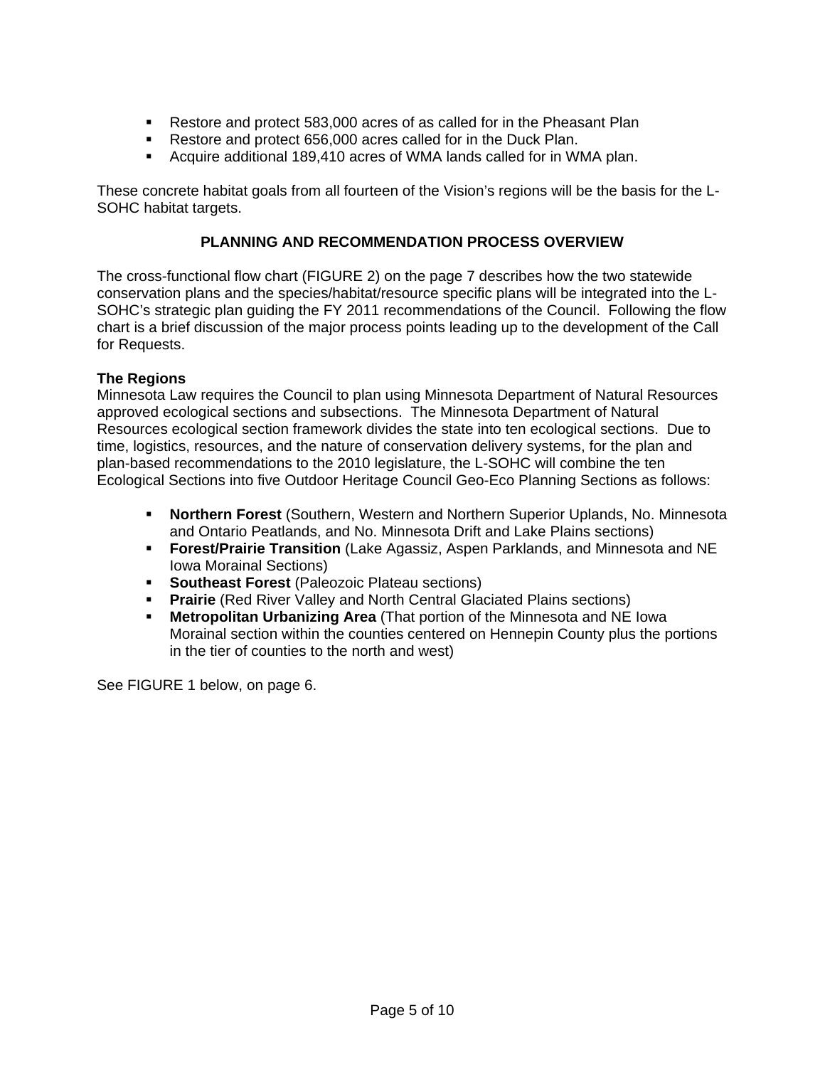- Restore and protect 583,000 acres of as called for in the Pheasant Plan
- Restore and protect 656,000 acres called for in the Duck Plan.
- Acquire additional 189,410 acres of WMA lands called for in WMA plan.

These concrete habitat goals from all fourteen of the Vision's regions will be the basis for the L-SOHC habitat targets.

## PLANNING AND RECOMMENDATION PROCESS OVERVIEW

The cross-functional flow chart (FIGURE 2) on the page 7 describes how the two statewide conservation plans and the species/habitat/resource specific plans will be integrated into the L-SOHC's strategic plan guiding the FY 2011 recommendations of the Council. Following the flow chart is a brief discussion of the major process points leading up to the development of the Call for Requests.

### The Regions

Minnesota Law requires the Council to plan using Minnesota Department of Natural Resources approved ecological sections and subsections. The Minnesota Department of Natural Resources ecological section framework divides the state into ten ecological sections. Due to time, logistics, resources, and the nature of conservation delivery systems, for the plan and plan-based recommendations to the 2010 legislature, the L-SOHC will combine the ten Ecological Sections into five Outdoor Heritage Council Geo-Eco Planning Sections as follows:

- **Northern Forest** (Southern, Western and Northern Superior Uplands, No. Minnesota and Ontario Peatlands, and No. Minnesota Drift and Lake Plains sections)
- **Forest/Prairie Transition** (Lake Agassiz, Aspen Parklands, and Minnesota and NE Iowa Morainal Sections)
- **Southeast Forest** (Paleozoic Plateau sections)
- **Prairie** (Red River Valley and North Central Glaciated Plains sections)
- **Metropolitan Urbanizing Area** (That portion of the Minnesota and NE Iowa Morainal section within the counties centered on Hennepin County plus the portions in the tier of counties to the north and west)

See FIGURE 1 below, on page 6.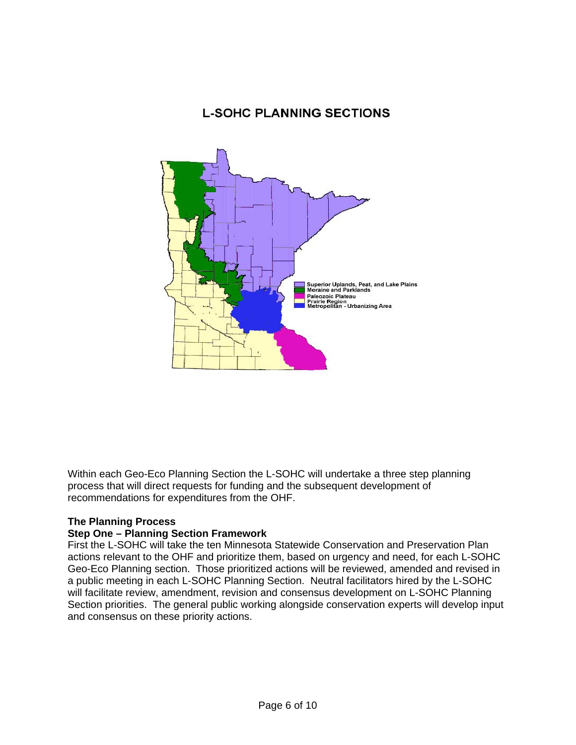## L-SOHC PLANNING SECTIONS

Superior Uplands, Peat, and Lake Plains
Moraine and Parklands
Paleozoic Plateau
Prairie Region
Metropolitan - Urbanizing Area

Within each Geo-Eco Planning Section the L-SOHC will undertake a three step planning process that will direct requests for funding and the subsequent development of recommendations for expenditures from the OHF.

**The Planning Process**
**Step One – Planning Section Framework**
First the L-SOHC will take the ten Minnesota Statewide Conservation and Preservation Plan actions relevant to the OHF and prioritize them, based on urgency and need, for each L-SOHC Geo-Eco Planning section. Those prioritized actions will be reviewed, amended and revised in a public meeting in each L-SOHC Planning Section. Neutral facilitators hired by the L-SOHC will facilitate review, amendment, revision and consensus development on L-SOHC Planning Section priorities. The general public working alongside conservation experts will develop input and consensus on these priority actions.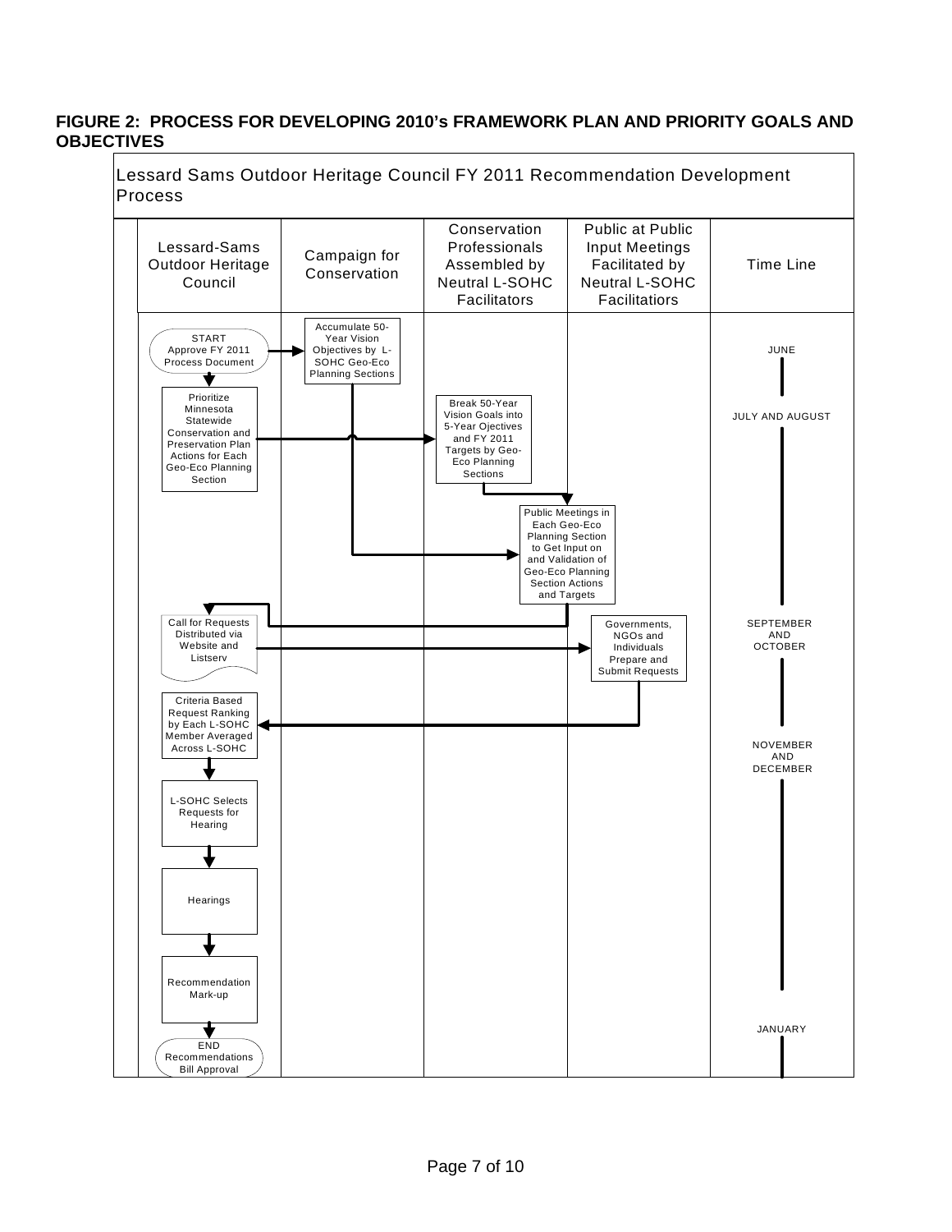**FIGURE 2: PROCESS FOR DEVELOPING 2010's FRAMEWORK PLAN AND PRIORITY GOALS AND OBJECTIVES**

Lessard Sams Outdoor Heritage Council FY 2011 Recommendation Development Process

| Lessard-Sams Outdoor Heritage Council | Campaign for Conservation | Conservation Professionals Assembled by Neutral L-SOHC Facilitators | Public at Public Input Meetings Facilitated by Neutral L-SOHC Facilitators | Time Line |
|---|---|---|---|---|
| START Approve FY 2011 Process Document | Accumulate 50-Year Vision Objectives by L-SOHC Geo-Eco Planning Sections | | | JUNE |
| Prioritize Minnesota Statewide Conservation and Preservation Plan Actions for Each Geo-Eco Planning Section | | Break 50-Year Vision Goals into 5-Year Ojectives and FY 2011 Targets by Geo-Eco Planning Sections | | JULY AND AUGUST |
| | | | Public Meetings in Each Geo-Eco Planning Section to Get Input on and Validation of Geo-Eco Planning Section Actions and Targets | |
| Call for Requests Distributed via Website and Listserv | | | Governments, NGOs and Individuals Prepare and Submit Requests | SEPTEMBER AND OCTOBER |
| Criteria Based Request Ranking by Each L-SOHC Member Averaged Across L-SOHC | | | | NOVEMBER AND DECEMBER |
| L-SOHC Selects Requests for Hearing | | | | |
| Hearings | | | | |
| Recommendation Mark-up | | | | |
| END Recommendations Bill Approval | | | | JANUARY |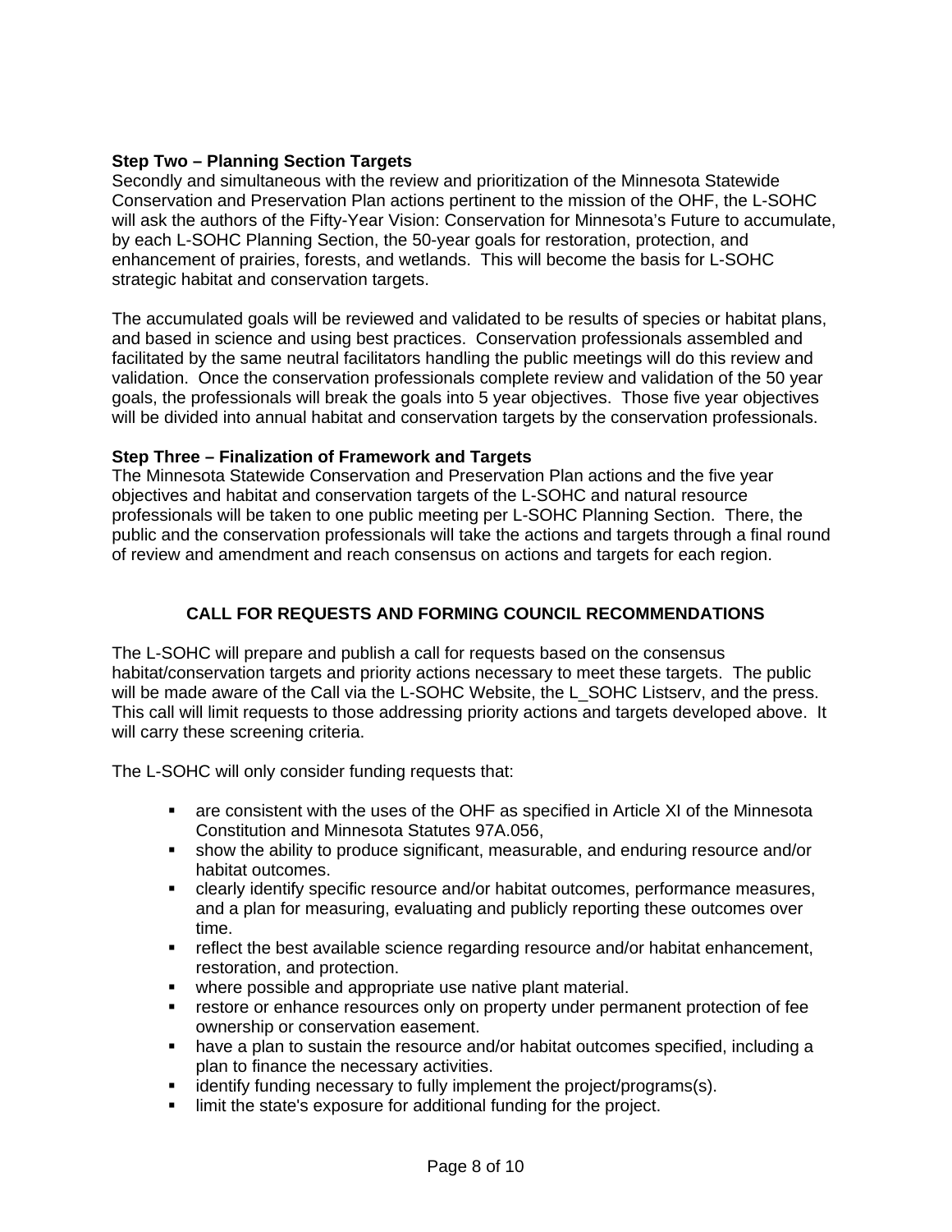**Step Two – Planning Section Targets**
Secondly and simultaneous with the review and prioritization of the Minnesota Statewide Conservation and Preservation Plan actions pertinent to the mission of the OHF, the L-SOHC will ask the authors of the Fifty-Year Vision: Conservation for Minnesota's Future to accumulate, by each L-SOHC Planning Section, the 50-year goals for restoration, protection, and enhancement of prairies, forests, and wetlands. This will become the basis for L-SOHC strategic habitat and conservation targets.

The accumulated goals will be reviewed and validated to be results of species or habitat plans, and based in science and using best practices. Conservation professionals assembled and facilitated by the same neutral facilitators handling the public meetings will do this review and validation. Once the conservation professionals complete review and validation of the 50 year goals, the professionals will break the goals into 5 year objectives. Those five year objectives will be divided into annual habitat and conservation targets by the conservation professionals.

**Step Three – Finalization of Framework and Targets**
The Minnesota Statewide Conservation and Preservation Plan actions and the five year objectives and habitat and conservation targets of the L-SOHC and natural resource professionals will be taken to one public meeting per L-SOHC Planning Section. There, the public and the conservation professionals will take the actions and targets through a final round of review and amendment and reach consensus on actions and targets for each region.

## CALL FOR REQUESTS AND FORMING COUNCIL RECOMMENDATIONS

The L-SOHC will prepare and publish a call for requests based on the consensus habitat/conservation targets and priority actions necessary to meet these targets. The public will be made aware of the Call via the L-SOHC Website, the L_SOHC Listserv, and the press. This call will limit requests to those addressing priority actions and targets developed above. It will carry these screening criteria.

The L-SOHC will only consider funding requests that:

- are consistent with the uses of the OHF as specified in Article XI of the Minnesota Constitution and Minnesota Statutes 97A.056,
- show the ability to produce significant, measurable, and enduring resource and/or habitat outcomes.
- clearly identify specific resource and/or habitat outcomes, performance measures, and a plan for measuring, evaluating and publicly reporting these outcomes over time.
- reflect the best available science regarding resource and/or habitat enhancement, restoration, and protection.
- where possible and appropriate use native plant material.
- restore or enhance resources only on property under permanent protection of fee ownership or conservation easement.
- have a plan to sustain the resource and/or habitat outcomes specified, including a plan to finance the necessary activities.
- identify funding necessary to fully implement the project/programs(s).
- limit the state's exposure for additional funding for the project.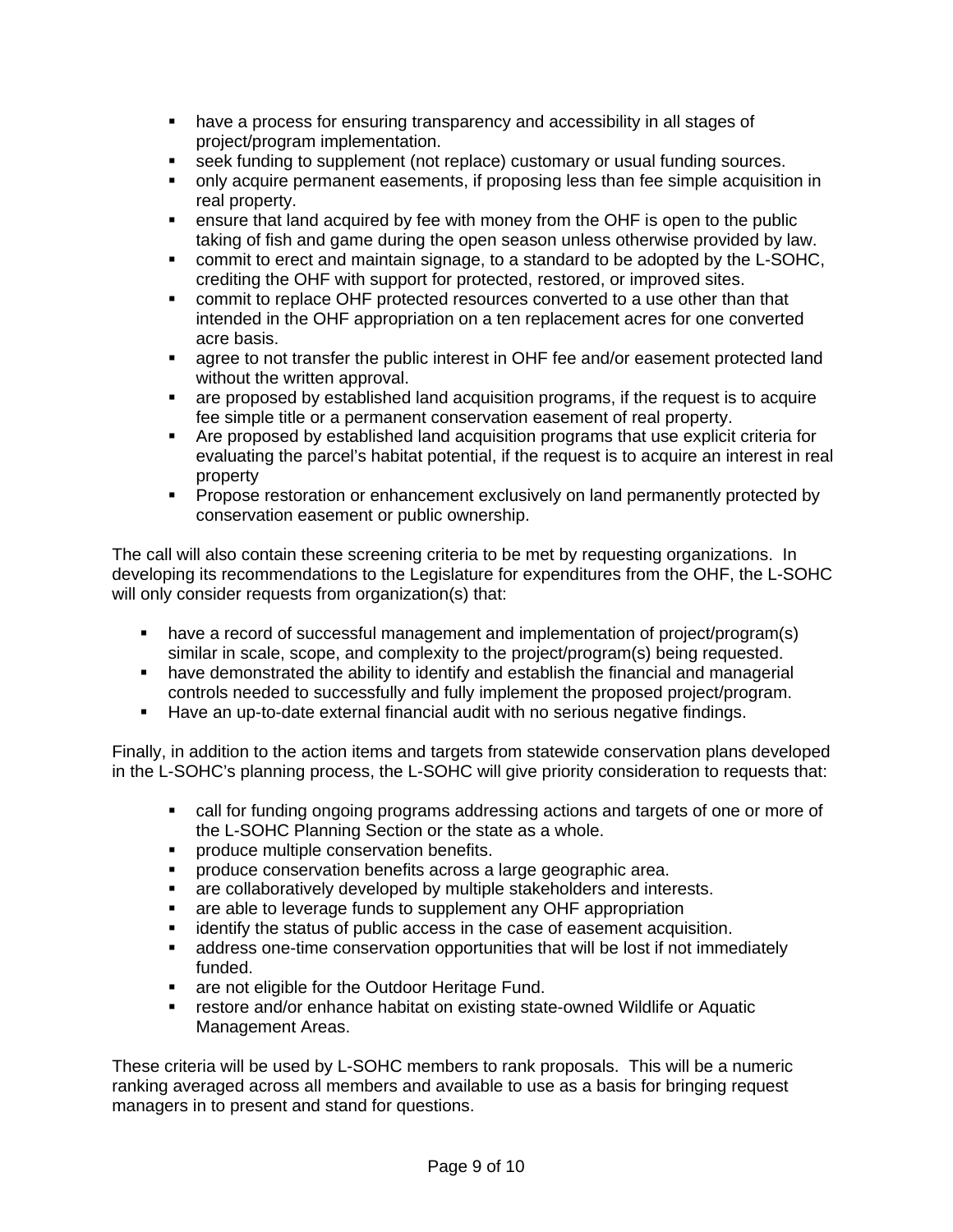- have a process for ensuring transparency and accessibility in all stages of project/program implementation.
- seek funding to supplement (not replace) customary or usual funding sources.
- only acquire permanent easements, if proposing less than fee simple acquisition in real property.
- ensure that land acquired by fee with money from the OHF is open to the public taking of fish and game during the open season unless otherwise provided by law.
- commit to erect and maintain signage, to a standard to be adopted by the L-SOHC, crediting the OHF with support for protected, restored, or improved sites.
- commit to replace OHF protected resources converted to a use other than that intended in the OHF appropriation on a ten replacement acres for one converted acre basis.
- agree to not transfer the public interest in OHF fee and/or easement protected land without the written approval.
- are proposed by established land acquisition programs, if the request is to acquire fee simple title or a permanent conservation easement of real property.
- Are proposed by established land acquisition programs that use explicit criteria for evaluating the parcel's habitat potential, if the request is to acquire an interest in real property
- Propose restoration or enhancement exclusively on land permanently protected by conservation easement or public ownership.

The call will also contain these screening criteria to be met by requesting organizations. In developing its recommendations to the Legislature for expenditures from the OHF, the L-SOHC will only consider requests from organization(s) that:

- have a record of successful management and implementation of project/program(s) similar in scale, scope, and complexity to the project/program(s) being requested.
- have demonstrated the ability to identify and establish the financial and managerial controls needed to successfully and fully implement the proposed project/program.
- Have an up-to-date external financial audit with no serious negative findings.

Finally, in addition to the action items and targets from statewide conservation plans developed in the L-SOHC's planning process, the L-SOHC will give priority consideration to requests that:

- call for funding ongoing programs addressing actions and targets of one or more of the L-SOHC Planning Section or the state as a whole.
- produce multiple conservation benefits.
- produce conservation benefits across a large geographic area.
- are collaboratively developed by multiple stakeholders and interests.
- are able to leverage funds to supplement any OHF appropriation
- identify the status of public access in the case of easement acquisition.
- address one-time conservation opportunities that will be lost if not immediately funded.
- are not eligible for the Outdoor Heritage Fund.
- restore and/or enhance habitat on existing state-owned Wildlife or Aquatic Management Areas.

These criteria will be used by L-SOHC members to rank proposals. This will be a numeric ranking averaged across all members and available to use as a basis for bringing request managers in to present and stand for questions.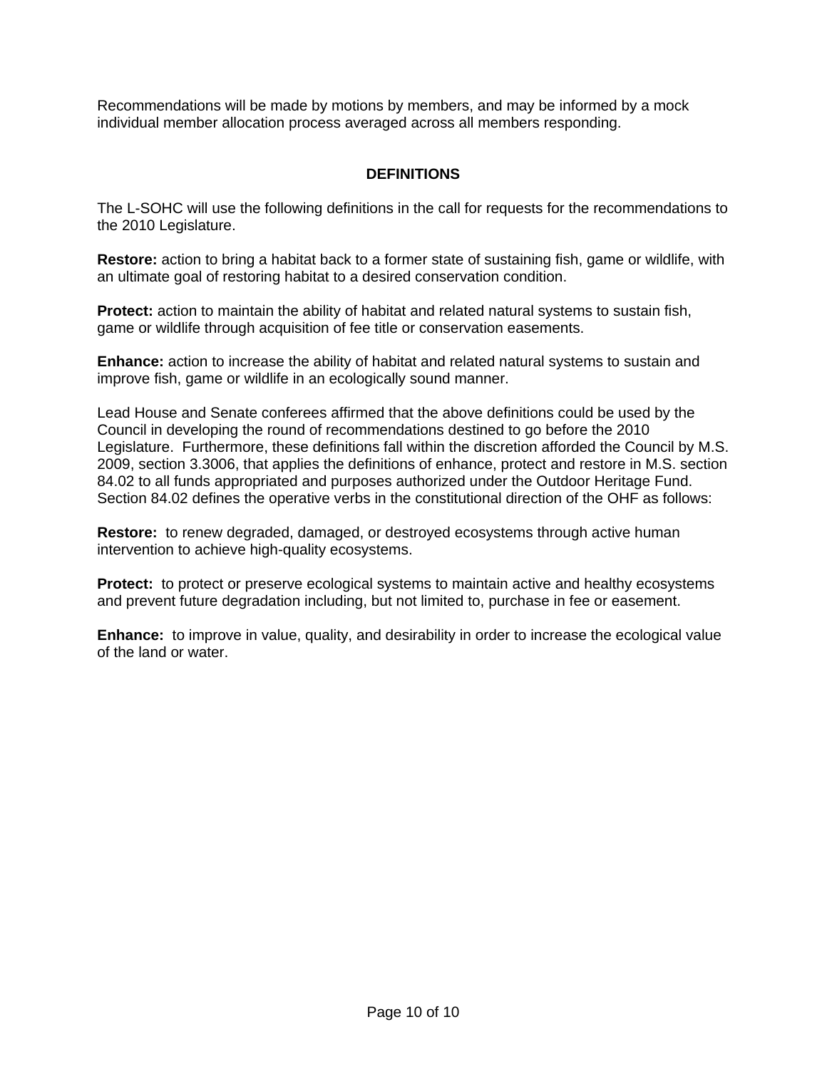Recommendations will be made by motions by members, and may be informed by a mock individual member allocation process averaged across all members responding.

## DEFINITIONS

The L-SOHC will use the following definitions in the call for requests for the recommendations to the 2010 Legislature.

**Restore:** action to bring a habitat back to a former state of sustaining fish, game or wildlife, with an ultimate goal of restoring habitat to a desired conservation condition.

**Protect:** action to maintain the ability of habitat and related natural systems to sustain fish, game or wildlife through acquisition of fee title or conservation easements.

**Enhance:** action to increase the ability of habitat and related natural systems to sustain and improve fish, game or wildlife in an ecologically sound manner.

Lead House and Senate conferees affirmed that the above definitions could be used by the Council in developing the round of recommendations destined to go before the 2010 Legislature. Furthermore, these definitions fall within the discretion afforded the Council by M.S. 2009, section 3.3006, that applies the definitions of enhance, protect and restore in M.S. section 84.02 to all funds appropriated and purposes authorized under the Outdoor Heritage Fund. Section 84.02 defines the operative verbs in the constitutional direction of the OHF as follows:

**Restore:** to renew degraded, damaged, or destroyed ecosystems through active human intervention to achieve high-quality ecosystems.

**Protect:** to protect or preserve ecological systems to maintain active and healthy ecosystems and prevent future degradation including, but not limited to, purchase in fee or easement.

**Enhance:** to improve in value, quality, and desirability in order to increase the ecological value of the land or water.